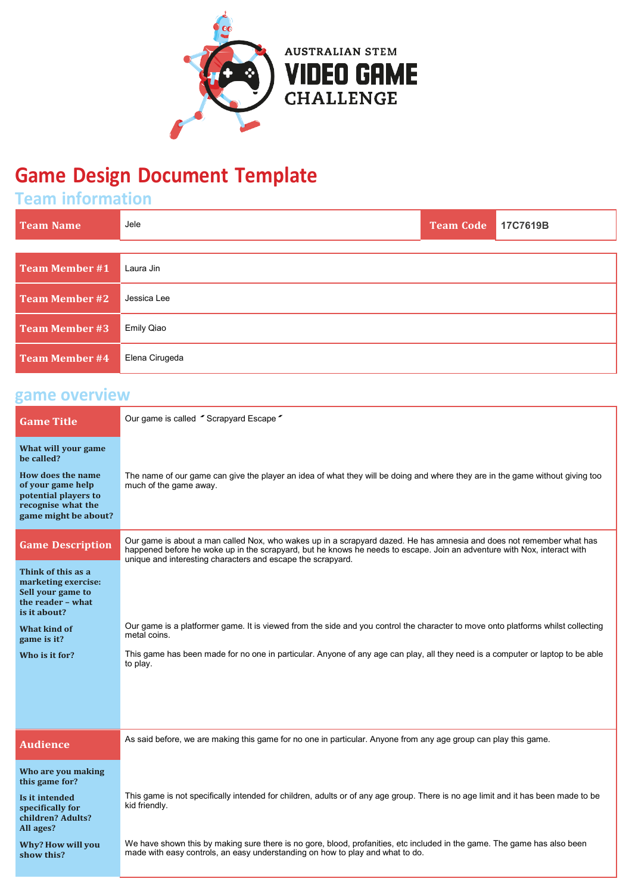AUSTRALIAN STEM
**VIDEO GAME**
CHALLENGE

# Game Design Document Template

## Team information

| Team Name | Jele | Team Code | 17C7619B |
|---|---|---|---|

| | |
|---|---|
| Team Member #1 | Laura Jin |
| Team Member #2 | Jessica Lee |
| Team Member #3 | Emily Qiao |
| Team Member #4 | Elena Cirugeda |

## game overview

| | |
|---|---|
| **Game Title** | Our game is called ˝Scrapyard Escape˝ |
| **What will your game be called?** | |
| **How does the name of your game help potential players to recognise what the game might be about?** | The name of our game can give the player an idea of what they will be doing and where they are in the game without giving too much of the game away. |
| **Game Description** | Our game is about a man called Nox, who wakes up in a scrapyard dazed. He has amnesia and does not remember what has happened before he woke up in the scrapyard, but he knows he needs to escape. Join an adventure with Nox, interact with unique and interesting characters and escape the scrapyard. |
| **Think of this as a marketing exercise: Sell your game to the reader – what is it about?** | |
| **What kind of game is it?** | Our game is a platformer game. It is viewed from the side and you control the character to move onto platforms whilst collecting metal coins. |
| **Who is it for?** | This game has been made for no one in particular. Anyone of any age can play, all they need is a computer or laptop to be able to play. |
| **Audience** | As said before, we are making this game for no one in particular. Anyone from any age group can play this game. |
| **Who are you making this game for?** | |
| **Is it intended specifically for children? Adults? All ages?** | This game is not specifically intended for children, adults or of any age group. There is no age limit and it has been made to be kid friendly. |
| **Why? How will you show this?** | We have shown this by making sure there is no gore, blood, profanities, etc included in the game. The game has also been made with easy controls, an easy understanding on how to play and what to do. |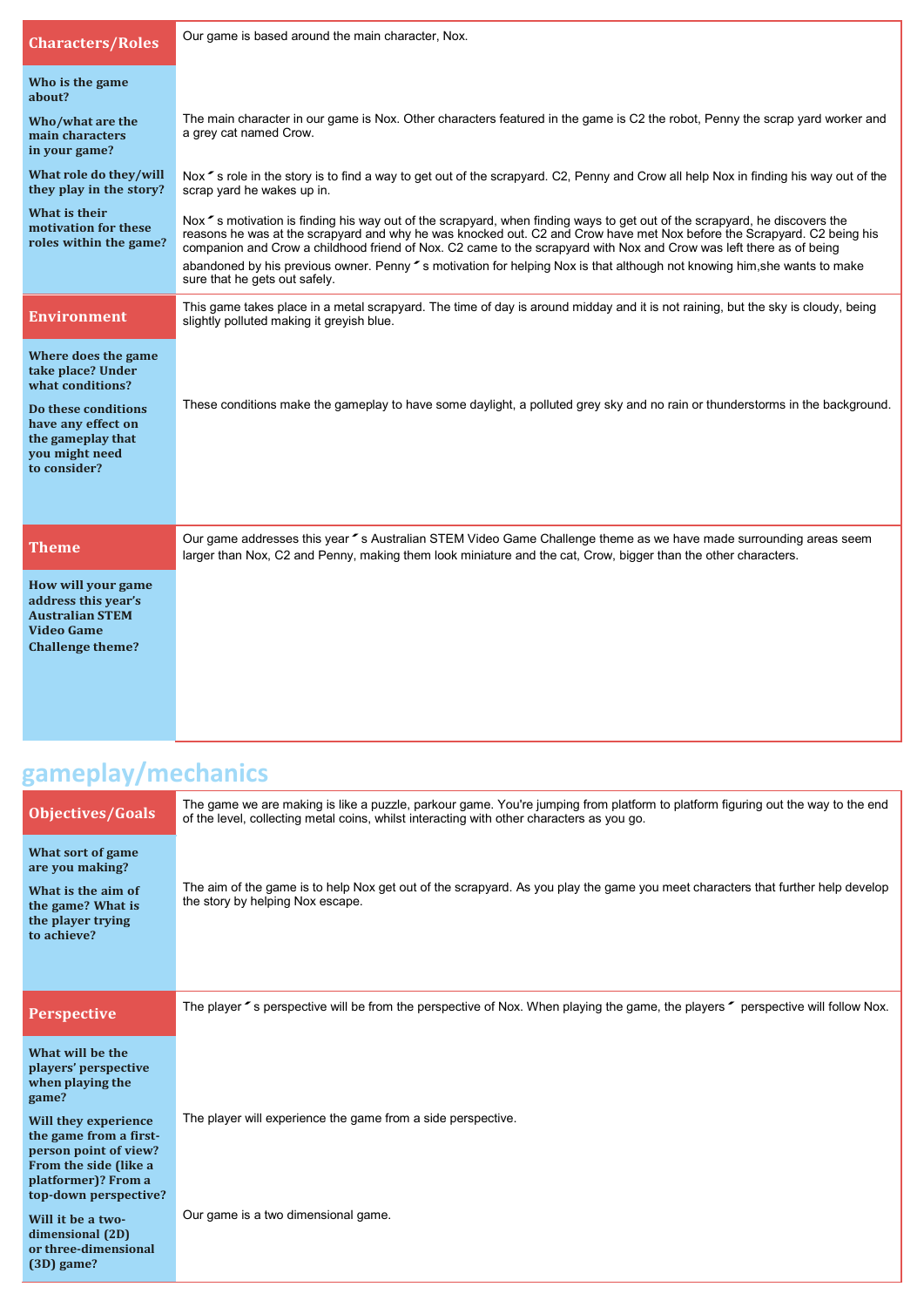| Characters/Roles | Our game is based around the main character, Nox. |
|---|---|
| **Who is the game about?** | |
| **Who/what are the main characters in your game?** | The main character in our game is Nox. Other characters featured in the game is C2 the robot, Penny the scrap yard worker and a grey cat named Crow. |
| **What role do they/will they play in the story?** | Nox˝ s role in the story is to find a way to get out of the scrapyard. C2, Penny and Crow all help Nox in finding his way out of the scrap yard he wakes up in. |
| **What is their motivation for these roles within the game?** | Nox˝ s motivation is finding his way out of the scrapyard, when finding ways to get out of the scrapyard, he discovers the reasons he was at the scrapyard and why he was knocked out. C2 and Crow have met Nox before the Scrapyard. C2 being his companion and Crow a childhood friend of Nox. C2 came to the scrapyard with Nox and Crow was left there as of being abandoned by his previous owner. Penny˝ s motivation for helping Nox is that although not knowing him,she wants to make sure that he gets out safely. |

| Environment | This game takes place in a metal scrapyard. The time of day is around midday and it is not raining, but the sky is cloudy, being slightly polluted making it greyish blue. |
|---|---|
| **Where does the game take place? Under what conditions?** | |
| **Do these conditions have any effect on the gameplay that you might need to consider?** | These conditions make the gameplay to have some daylight, a polluted grey sky and no rain or thunderstorms in the background. |

| Theme | Our game addresses this year˝ s Australian STEM Video Game Challenge theme as we have made surrounding areas seem larger than Nox, C2 and Penny, making them look miniature and the cat, Crow, bigger than the other characters. |
|---|---|
| **How will your game address this year's Australian STEM Video Game Challenge theme?** | |

## gameplay/mechanics

| Objectives/Goals | The game we are making is like a puzzle, parkour game. You're jumping from platform to platform figuring out the way to the end of the level, collecting metal coins, whilst interacting with other characters as you go. |
|---|---|
| **What sort of game are you making?** | |
| **What is the aim of the game? What is the player trying to achieve?** | The aim of the game is to help Nox get out of the scrapyard. As you play the game you meet characters that further help develop the story by helping Nox escape. |

| Perspective | The player˝ s perspective will be from the perspective of Nox. When playing the game, the players˝ perspective will follow Nox. |
|---|---|
| **What will be the players' perspective when playing the game?** | |
| **Will they experience the game from a first-person point of view? From the side (like a platformer)? From a top-down perspective?** | The player will experience the game from a side perspective. |
| **Will it be a two-dimensional (2D) or three-dimensional (3D) game?** | Our game is a two dimensional game. |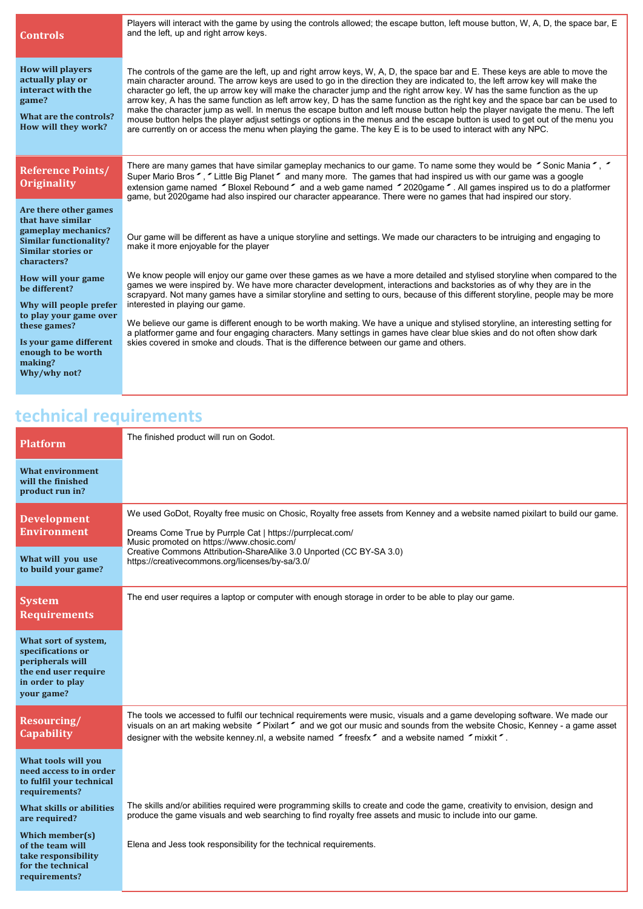| Controls | Players will interact with the game by using the controls allowed; the escape button, left mouse button, W, A, D, the space bar, E and the left, up and right arrow keys. |
| --- | --- |
| **How will players actually play or interact with the game?** **What are the controls? How will they work?** | The controls of the game are the left, up and right arrow keys, W, A, D, the space bar and E. These keys are able to move the main character around. The arrow keys are used to go in the direction they are indicated to, the left arrow key will make the character go left, the up arrow key will make the character jump and the right arrow key. W has the same function as the up arrow key, A has the same function as left arrow key, D has the same function as the right key and the space bar can be used to make the character jump as well. In menus the escape button and left mouse button help the player navigate the menu. The left mouse button helps the player adjust settings or options in the menus and the escape button is used to get out of the menu you are currently on or access the menu when playing the game. The key E is to be used to interact with any NPC. |
| **Reference Points/ Originality** | There are many games that have similar gameplay mechanics to our game. To name some they would be "Sonic Mania", "Super Mario Bros", "Little Big Planet" and many more. The games that had inspired us with our game was a google extension game named "Bloxel Rebound" and a web game named "2020game". All games inspired us to do a platformer game, but 2020game had also inspired our character appearance. There were no games that had inspired our story. |
| **Are there other games that have similar gameplay mechanics? Similar functionality? Similar stories or characters?** **How will your game be different?** | Our game will be different as have a unique storyline and settings. We made our characters to be intruiging and engaging to make it more enjoyable for the player |
| **Why will people prefer to play your game over these games?** | We know people will enjoy our game over these games as we have a more detailed and stylised storyline when compared to the games we were inspired by. We have more character development, interactions and backstories as of why they are in the scrapyard. Not many games have a similar storyline and setting to ours, because of this different storyline, people may be more interested in playing our game. |
| **Is your game different enough to be worth making? Why/why not?** | We believe our game is different enough to be worth making. We have a unique and stylised storyline, an interesting setting for a platformer game and four engaging characters. Many settings in games have clear blue skies and do not often show dark skies covered in smoke and clouds. That is the difference between our game and others. |

## technical requirements

| Platform | The finished product will run on Godot. |
| --- | --- |
| **What environment will the finished product run in?** | |
| **Development Environment** | We used GoDot, Royalty free music on Chosic, Royalty free assets from Kenney and a website named pixilart to build our game. |
| **What will you use to build your game?** | Dreams Come True by Purrple Cat \| https://purrplecat.com/ Music promoted on https://www.chosic.com/ Creative Commons Attribution-ShareAlike 3.0 Unported (CC BY-SA 3.0) https://creativecommons.org/licenses/by-sa/3.0/ |
| **System Requirements** | The end user requires a laptop or computer with enough storage in order to be able to play our game. |
| **What sort of system, specifications or peripherals will the end user require in order to play your game?** | |
| **Resourcing/ Capability** | The tools we accessed to fulfil our technical requirements were music, visuals and a game developing software. We made our visuals on an art making website "Pixilart" and we got our music and sounds from the website Chosic, Kenney - a game asset designer with the website kenney.nl, a website named "freesfx" and a website named "mixkit". |
| **What tools will you need access to in order to fulfil your technical requirements?** | |
| **What skills or abilities are required?** | The skills and/or abilities required were programming skills to create and code the game, creativity to envision, design and produce the game visuals and web searching to find royalty free assets and music to include into our game. |
| **Which member(s) of the team will take responsibility for the technical requirements?** | Elena and Jess took responsibility for the technical requirements. |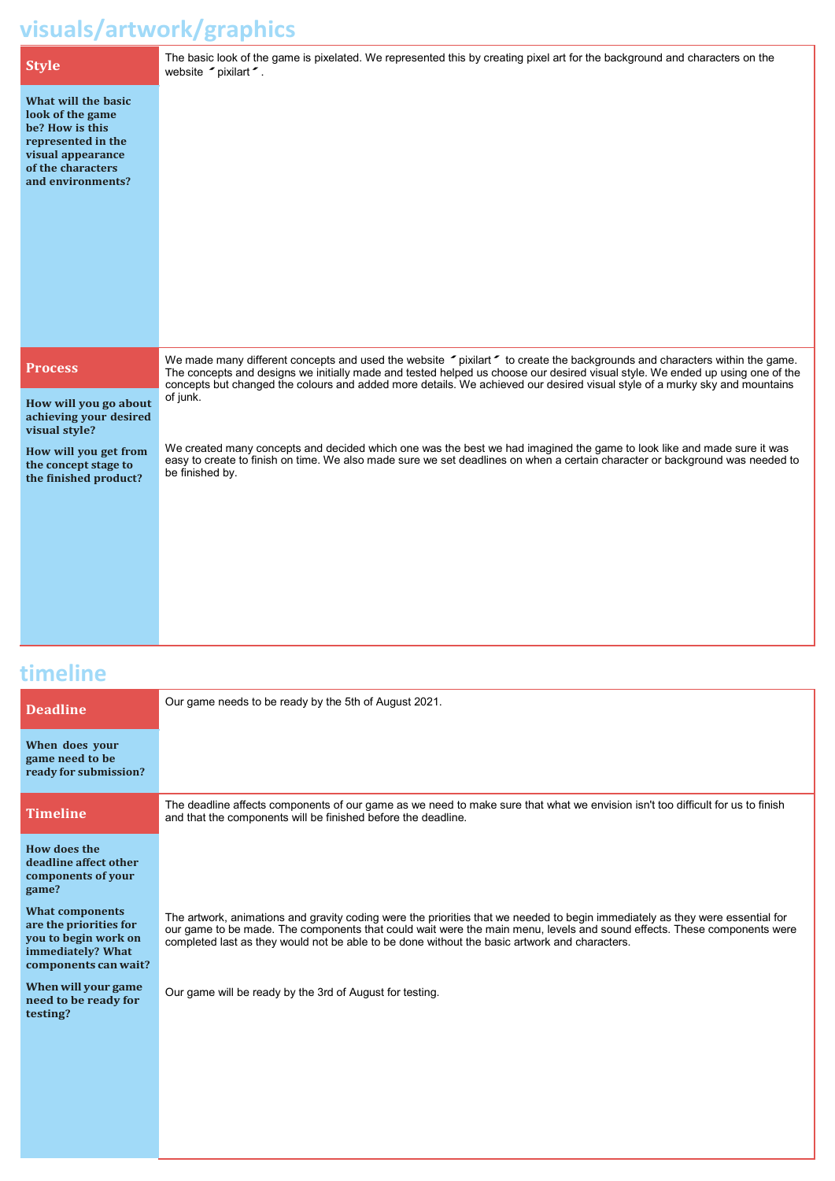# visuals/artwork/graphics

| | |
|---|---|
| **Style**<br><br>**What will the basic look of the game be? How is this represented in the visual appearance of the characters and environments?** | The basic look of the game is pixelated. We represented this by creating pixel art for the background and characters on the website "pixilart". |
| **Process**<br><br>**How will you go about achieving your desired visual style?**<br><br>**How will you get from the concept stage to the finished product?** | We made many different concepts and used the website "pixilart" to create the backgrounds and characters within the game. The concepts and designs we initially made and tested helped us choose our desired visual style. We ended up using one of the concepts but changed the colours and added more details. We achieved our desired visual style of a murky sky and mountains of junk.<br><br>We created many concepts and decided which one was the best we had imagined the game to look like and made sure it was easy to create to finish on time. We also made sure we set deadlines on when a certain character or background was needed to be finished by. |

# timeline

| | |
|---|---|
| **Deadline**<br><br>**When does your game need to be ready for submission?** | Our game needs to be ready by the 5th of August 2021. |
| **Timeline**<br><br>**How does the deadline affect other components of your game?**<br><br>**What components are the priorities for you to begin work on immediately? What components can wait?**<br><br>**When will your game need to be ready for testing?** | The deadline affects components of our game as we need to make sure that what we envision isn't too difficult for us to finish and that the components will be finished before the deadline.<br><br>The artwork, animations and gravity coding were the priorities that we needed to begin immediately as they were essential for our game to be made. The components that could wait were the main menu, levels and sound effects. These components were completed last as they would not be able to be done without the basic artwork and characters.<br><br>Our game will be ready by the 3rd of August for testing. |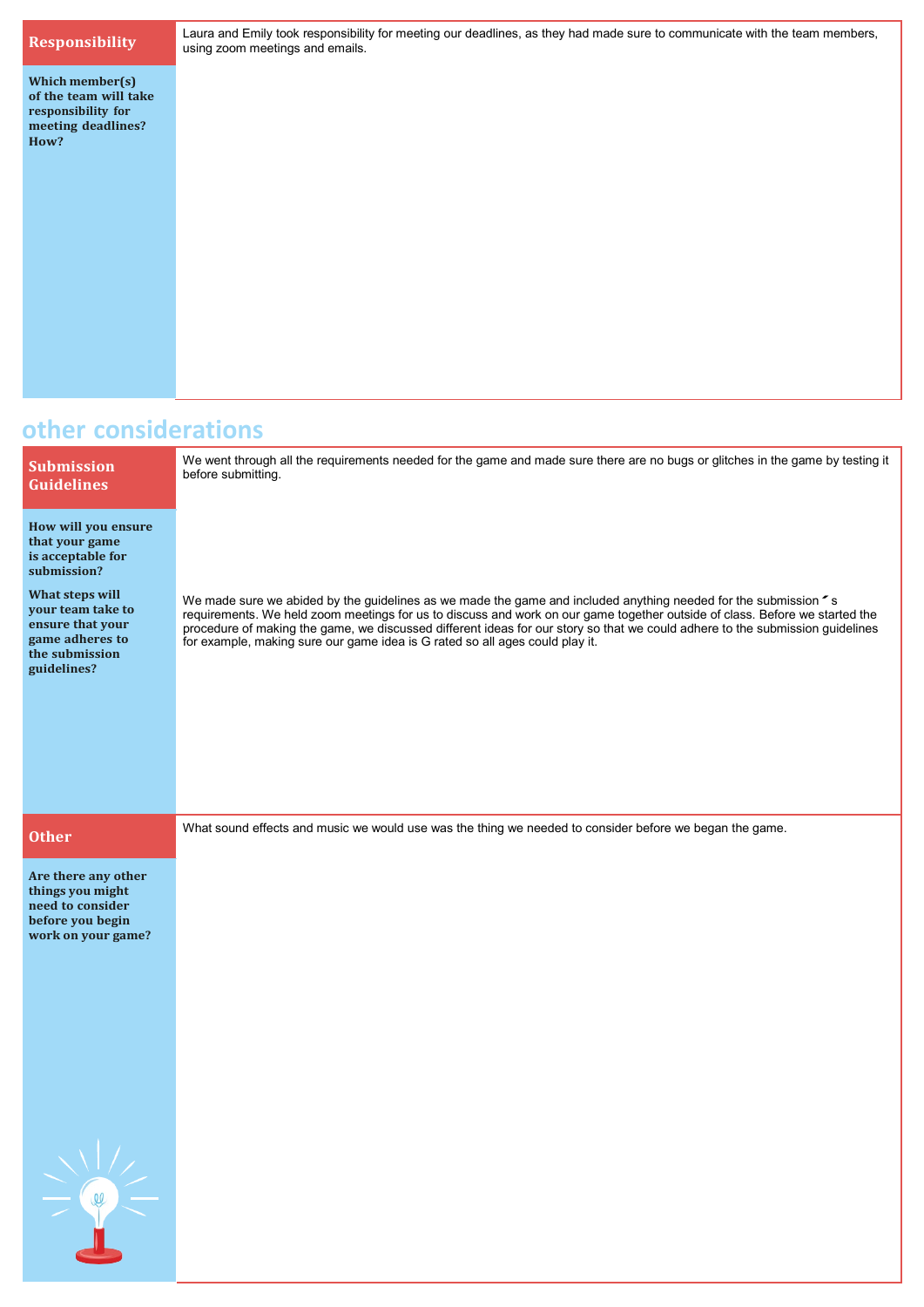| | |
|---|---|
| **Responsibility**<br><br>**Which member(s) of the team will take responsibility for meeting deadlines? How?** | Laura and Emily took responsibility for meeting our deadlines, as they had made sure to communicate with the team members, using zoom meetings and emails. |

## other considerations

| | |
|---|---|
| **Submission Guidelines**<br><br>**How will you ensure that your game is acceptable for submission?**<br><br>**What steps will your team take to ensure that your game adheres to the submission guidelines?** | We went through all the requirements needed for the game and made sure there are no bugs or glitches in the game by testing it before submitting.<br><br>We made sure we abided by the guidelines as we made the game and included anything needed for the submission´s requirements. We held zoom meetings for us to discuss and work on our game together outside of class. Before we started the procedure of making the game, we discussed different ideas for our story so that we could adhere to the submission guidelines for example, making sure our game idea is G rated so all ages could play it. |
| **Other**<br><br>**Are there any other things you might need to consider before you begin work on your game?** | What sound effects and music we would use was the thing we needed to consider before we began the game. |